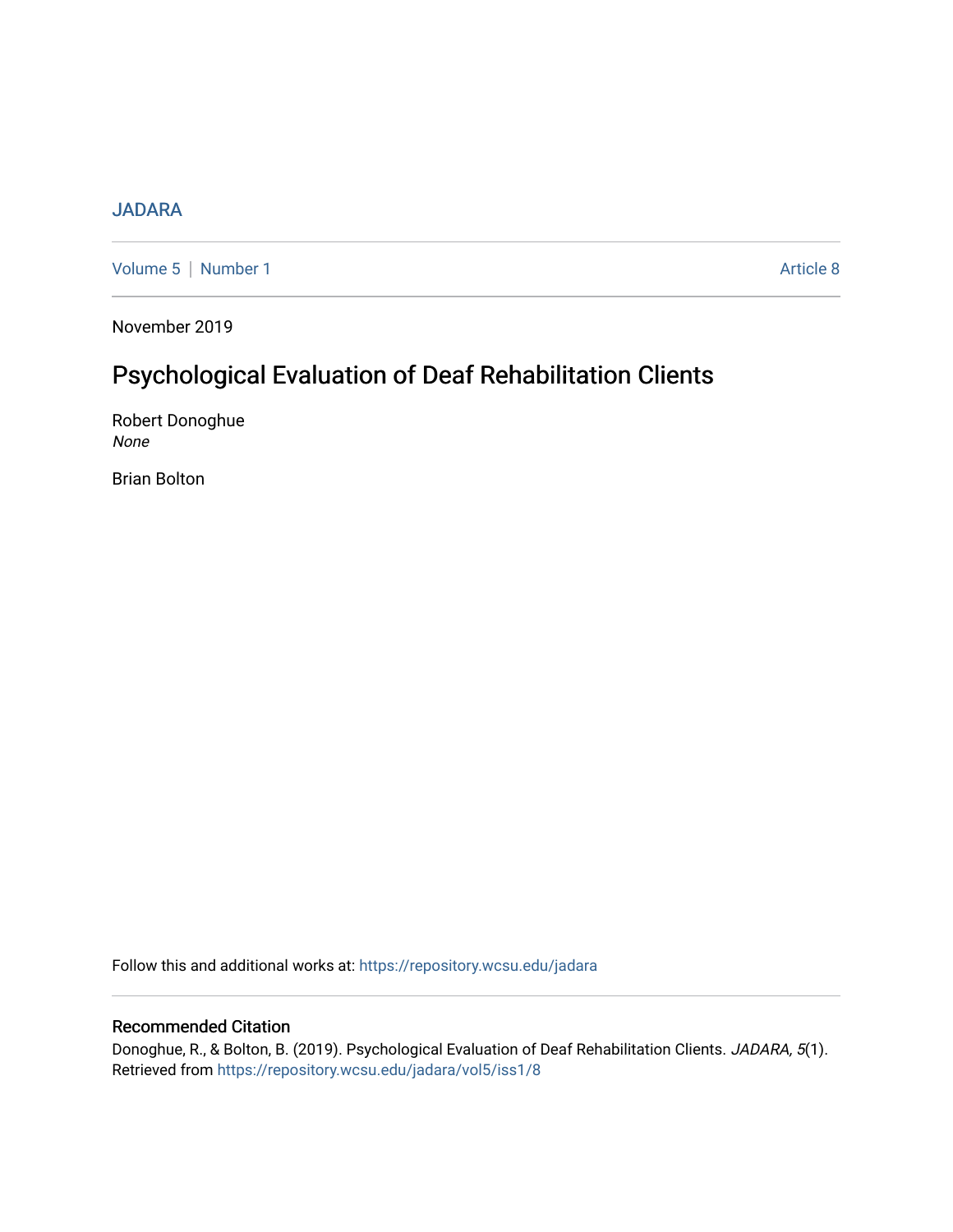JADARA

Volume 5 | Number 1 Article 8

November 2019

# Psychological Evaluation of Deaf Rehabilitation Clients

Robert Donoghue
*None*

Brian Bolton

Follow this and additional works at: https://repository.wcsu.edu/jadara

## Recommended Citation

Donoghue, R., & Bolton, B. (2019). Psychological Evaluation of Deaf Rehabilitation Clients. *JADARA, 5*(1). Retrieved from https://repository.wcsu.edu/jadara/vol5/iss1/8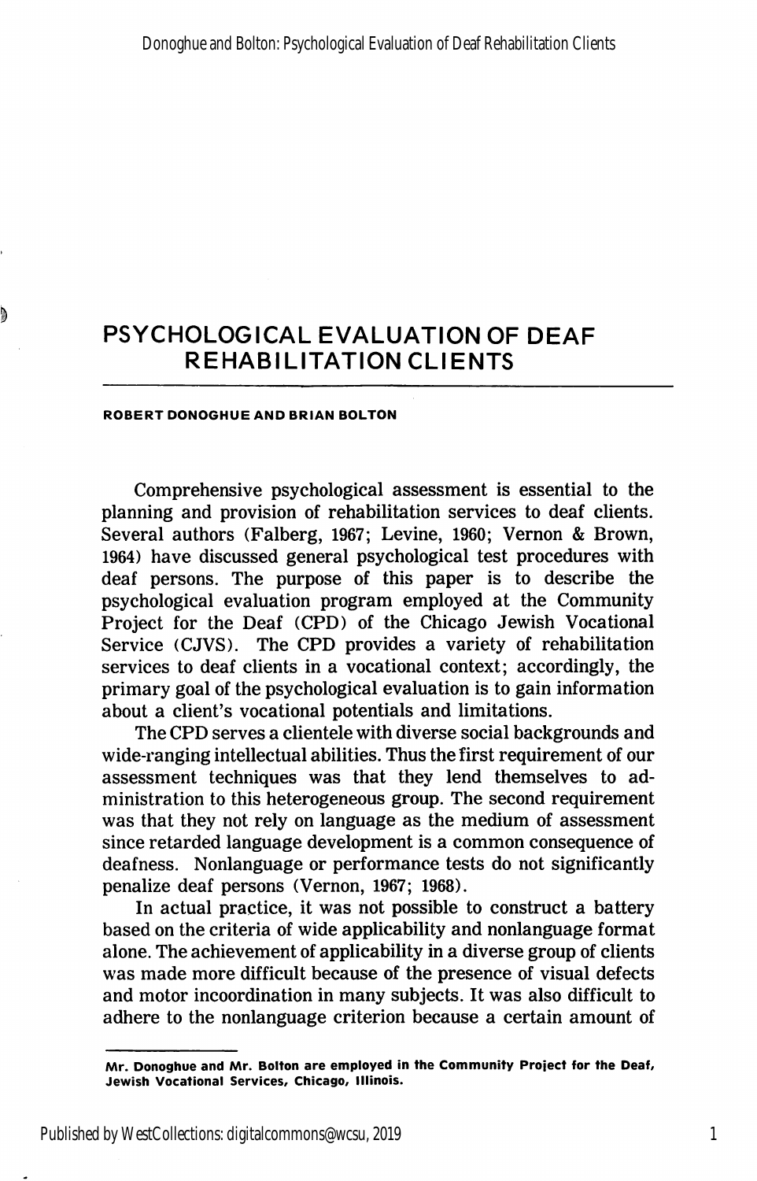# PSYCHOLOGICAL EVALUATION OF DEAF REHABILITATION CLIENTS

**ROBERT DONOGHUE AND BRIAN BOLTON**

Comprehensive psychological assessment is essential to the planning and provision of rehabilitation services to deaf clients. Several authors (Falberg, 1967; Levine, 1960; Vernon & Brown, 1964) have discussed general psychological test procedures with deaf persons. The purpose of this paper is to describe the psychological evaluation program employed at the Community Project for the Deaf (CPD) of the Chicago Jewish Vocational Service (CJVS). The CPD provides a variety of rehabilitation services to deaf clients in a vocational context; accordingly, the primary goal of the psychological evaluation is to gain information about a client's vocational potentials and limitations.

The CPD serves a clientele with diverse social backgrounds and wide-ranging intellectual abilities. Thus the first requirement of our assessment techniques was that they lend themselves to administration to this heterogeneous group. The second requirement was that they not rely on language as the medium of assessment since retarded language development is a common consequence of deafness. Nonlanguage or performance tests do not significantly penalize deaf persons (Vernon, 1967; 1968).

In actual practice, it was not possible to construct a battery based on the criteria of wide applicability and nonlanguage format alone. The achievement of applicability in a diverse group of clients was made more difficult because of the presence of visual defects and motor incoordination in many subjects. It was also difficult to adhere to the nonlanguage criterion because a certain amount of

---

**Mr. Donoghue and Mr. Bolton are employed in the Community Project for the Deaf, Jewish Vocational Services, Chicago, Illinois.**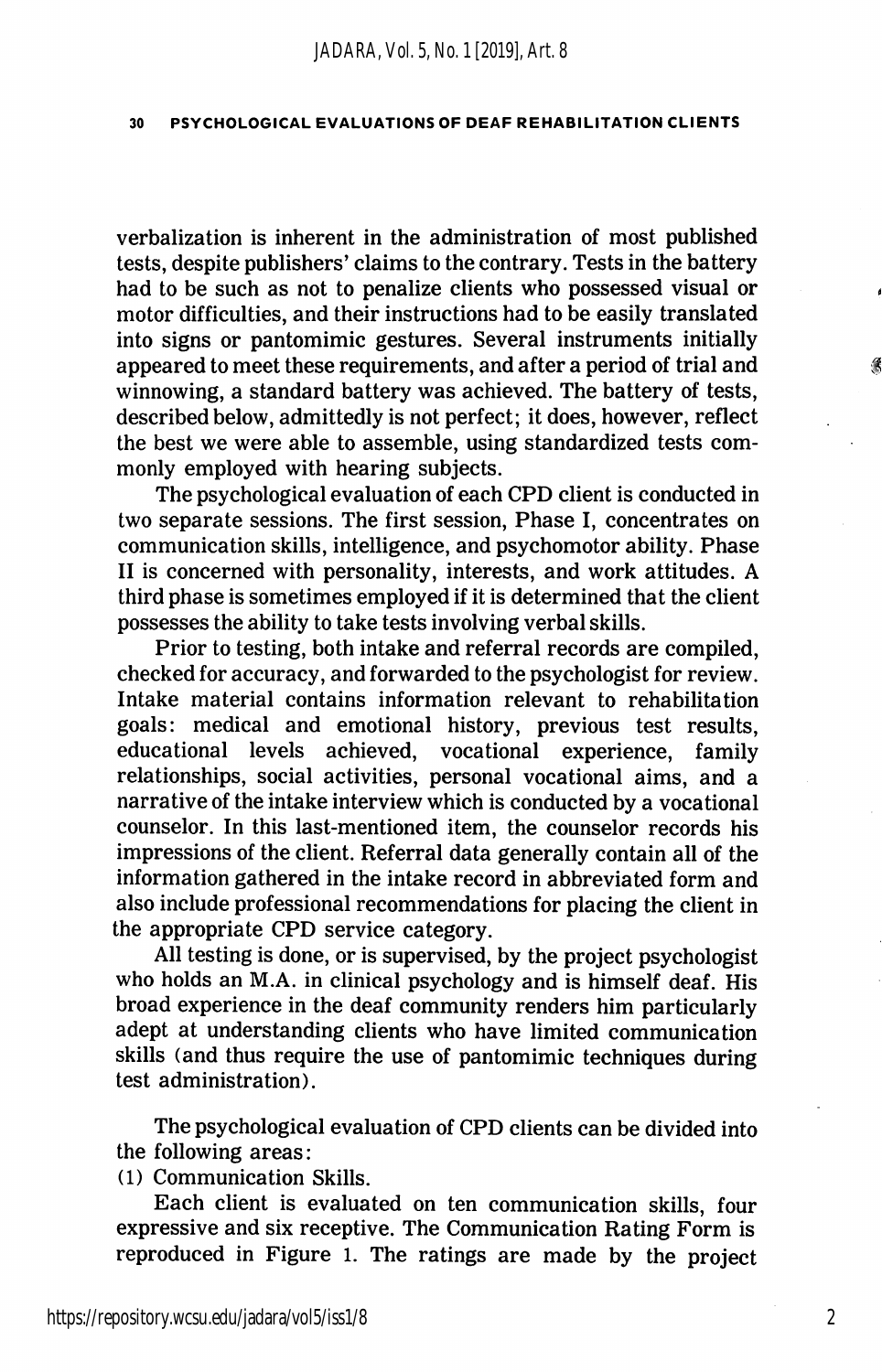verbalization is inherent in the administration of most published tests, despite publishers' claims to the contrary. Tests in the battery had to be such as not to penalize clients who possessed visual or motor difficulties, and their instructions had to be easily translated into signs or pantomimic gestures. Several instruments initially appeared to meet these requirements, and after a period of trial and winnowing, a standard battery was achieved. The battery of tests, described below, admittedly is not perfect; it does, however, reflect the best we were able to assemble, using standardized tests commonly employed with hearing subjects.

The psychological evaluation of each CPD client is conducted in two separate sessions. The first session, Phase I, concentrates on communication skills, intelligence, and psychomotor ability. Phase II is concerned with personality, interests, and work attitudes. A third phase is sometimes employed if it is determined that the client possesses the ability to take tests involving verbal skills.

Prior to testing, both intake and referral records are compiled, checked for accuracy, and forwarded to the psychologist for review. Intake material contains information relevant to rehabilitation goals: medical and emotional history, previous test results, educational levels achieved, vocational experience, family relationships, social activities, personal vocational aims, and a narrative of the intake interview which is conducted by a vocational counselor. In this last-mentioned item, the counselor records his impressions of the client. Referral data generally contain all of the information gathered in the intake record in abbreviated form and also include professional recommendations for placing the client in the appropriate CPD service category.

All testing is done, or is supervised, by the project psychologist who holds an M.A. in clinical psychology and is himself deaf. His broad experience in the deaf community renders him particularly adept at understanding clients who have limited communication skills (and thus require the use of pantomimic techniques during test administration).

The psychological evaluation of CPD clients can be divided into the following areas:

(1) Communication Skills.

Each client is evaluated on ten communication skills, four expressive and six receptive. The Communication Rating Form is reproduced in Figure 1. The ratings are made by the project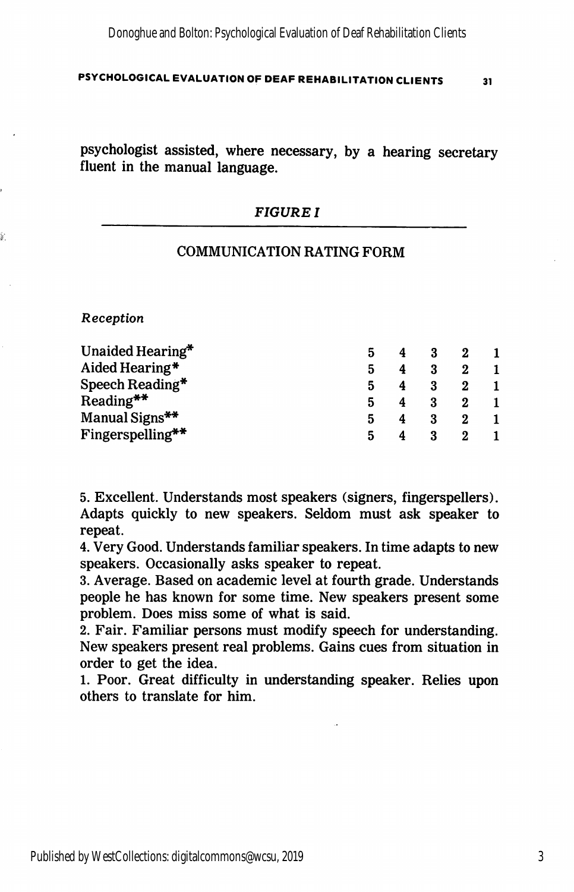psychologist assisted, where necessary, by a hearing secretary fluent in the manual language.

*FIGURE I*

COMMUNICATION RATING FORM

*Reception*

| | | | | | |
|---|---|---|---|---|---|
| Unaided Hearing* | 5 | 4 | 3 | 2 | 1 |
| Aided Hearing* | 5 | 4 | 3 | 2 | 1 |
| Speech Reading* | 5 | 4 | 3 | 2 | 1 |
| Reading** | 5 | 4 | 3 | 2 | 1 |
| Manual Signs** | 5 | 4 | 3 | 2 | 1 |
| Fingerspelling** | 5 | 4 | 3 | 2 | 1 |

5. Excellent. Understands most speakers (signers, fingerspellers). Adapts quickly to new speakers. Seldom must ask speaker to repeat.

4. Very Good. Understands familiar speakers. In time adapts to new speakers. Occasionally asks speaker to repeat.

3. Average. Based on academic level at fourth grade. Understands people he has known for some time. New speakers present some problem. Does miss some of what is said.

2. Fair. Familiar persons must modify speech for understanding. New speakers present real problems. Gains cues from situation in order to get the idea.

1. Poor. Great difficulty in understanding speaker. Relies upon others to translate for him.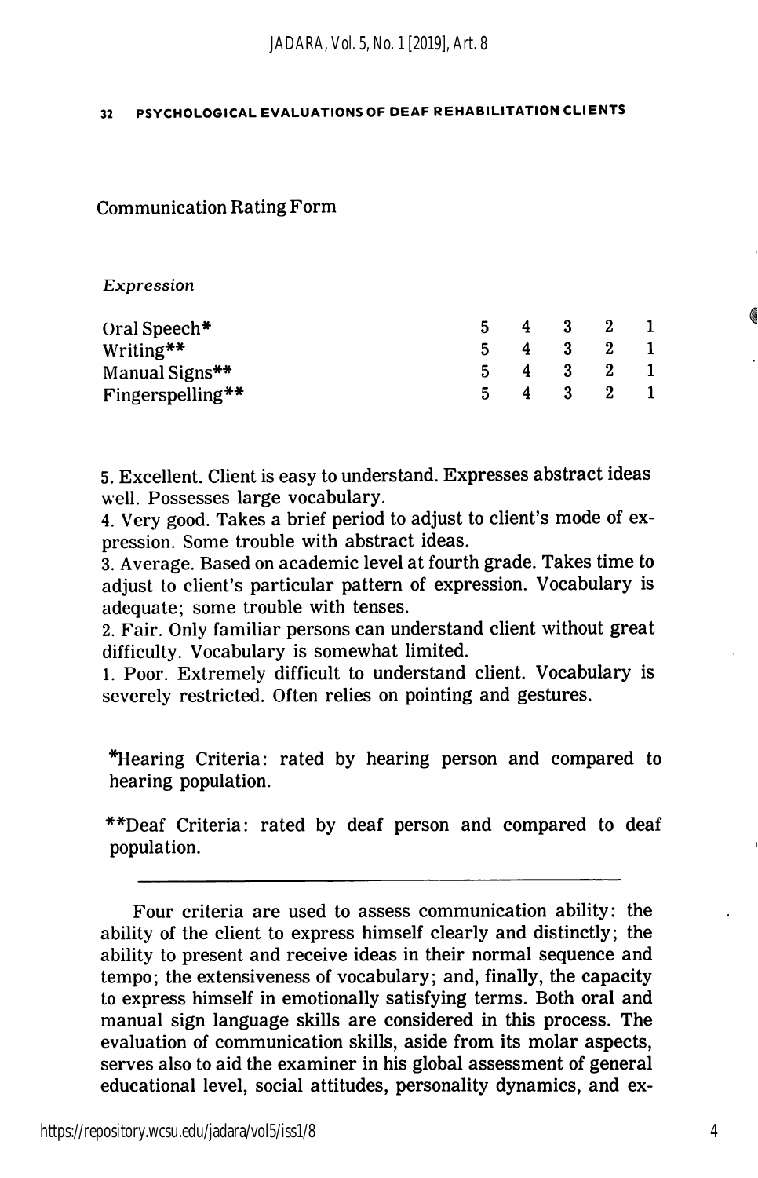Communication Rating Form

*Expression*

| | | | | | |
|---|---|---|---|---|---|
| Oral Speech* | 5 | 4 | 3 | 2 | 1 |
| Writing** | 5 | 4 | 3 | 2 | 1 |
| Manual Signs** | 5 | 4 | 3 | 2 | 1 |
| Fingerspelling** | 5 | 4 | 3 | 2 | 1 |

5. Excellent. Client is easy to understand. Expresses abstract ideas well. Possesses large vocabulary.
4. Very good. Takes a brief period to adjust to client's mode of expression. Some trouble with abstract ideas.
3. Average. Based on academic level at fourth grade. Takes time to adjust to client's particular pattern of expression. Vocabulary is adequate; some trouble with tenses.
2. Fair. Only familiar persons can understand client without great difficulty. Vocabulary is somewhat limited.
1. Poor. Extremely difficult to understand client. Vocabulary is severely restricted. Often relies on pointing and gestures.

*Hearing Criteria: rated by hearing person and compared to hearing population.

**Deaf Criteria: rated by deaf person and compared to deaf population.

---

Four criteria are used to assess communication ability: the ability of the client to express himself clearly and distinctly; the ability to present and receive ideas in their normal sequence and tempo; the extensiveness of vocabulary; and, finally, the capacity to express himself in emotionally satisfying terms. Both oral and manual sign language skills are considered in this process. The evaluation of communication skills, aside from its molar aspects, serves also to aid the examiner in his global assessment of general educational level, social attitudes, personality dynamics, and ex-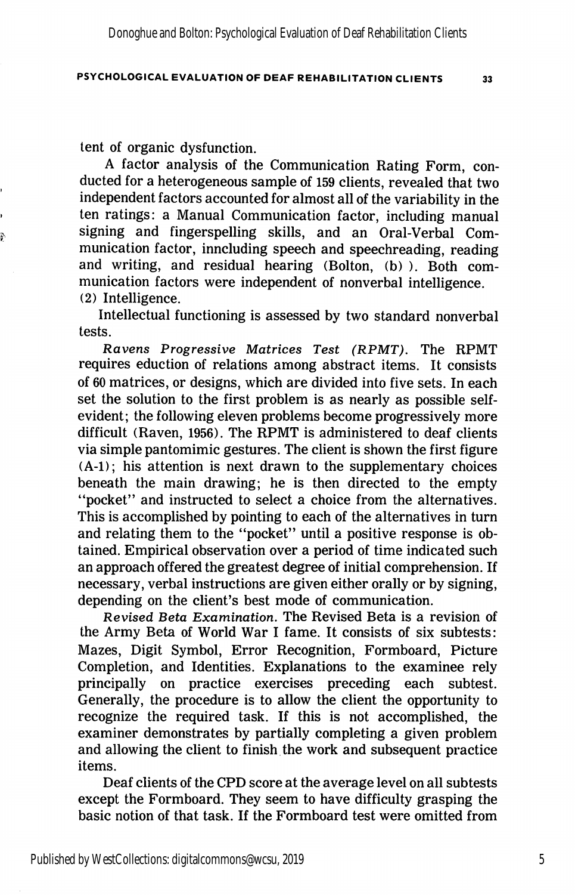tent of organic dysfunction.

A factor analysis of the Communication Rating Form, conducted for a heterogeneous sample of 159 clients, revealed that two independent factors accounted for almost all of the variability in the ten ratings: a Manual Communication factor, including manual signing and fingerspelling skills, and an Oral-Verbal Communication factor, inncluding speech and speechreading, reading and writing, and residual hearing (Bolton, (b) ). Both communication factors were independent of nonverbal intelligence.

(2) Intelligence.

Intellectual functioning is assessed by two standard nonverbal tests.

*Ravens Progressive Matrices Test (RPMT).* The RPMT requires eduction of relations among abstract items. It consists of 60 matrices, or designs, which are divided into five sets. In each set the solution to the first problem is as nearly as possible self-evident; the following eleven problems become progressively more difficult (Raven, 1956). The RPMT is administered to deaf clients via simple pantomimic gestures. The client is shown the first figure (A-1); his attention is next drawn to the supplementary choices beneath the main drawing; he is then directed to the empty "pocket" and instructed to select a choice from the alternatives. This is accomplished by pointing to each of the alternatives in turn and relating them to the "pocket" until a positive response is obtained. Empirical observation over a period of time indicated such an approach offered the greatest degree of initial comprehension. If necessary, verbal instructions are given either orally or by signing, depending on the client's best mode of communication.

*Revised Beta Examination.* The Revised Beta is a revision of the Army Beta of World War I fame. It consists of six subtests: Mazes, Digit Symbol, Error Recognition, Formboard, Picture Completion, and Identities. Explanations to the examinee rely principally on practice exercises preceding each subtest. Generally, the procedure is to allow the client the opportunity to recognize the required task. If this is not accomplished, the examiner demonstrates by partially completing a given problem and allowing the client to finish the work and subsequent practice items.

Deaf clients of the CPD score at the average level on all subtests except the Formboard. They seem to have difficulty grasping the basic notion of that task. If the Formboard test were omitted from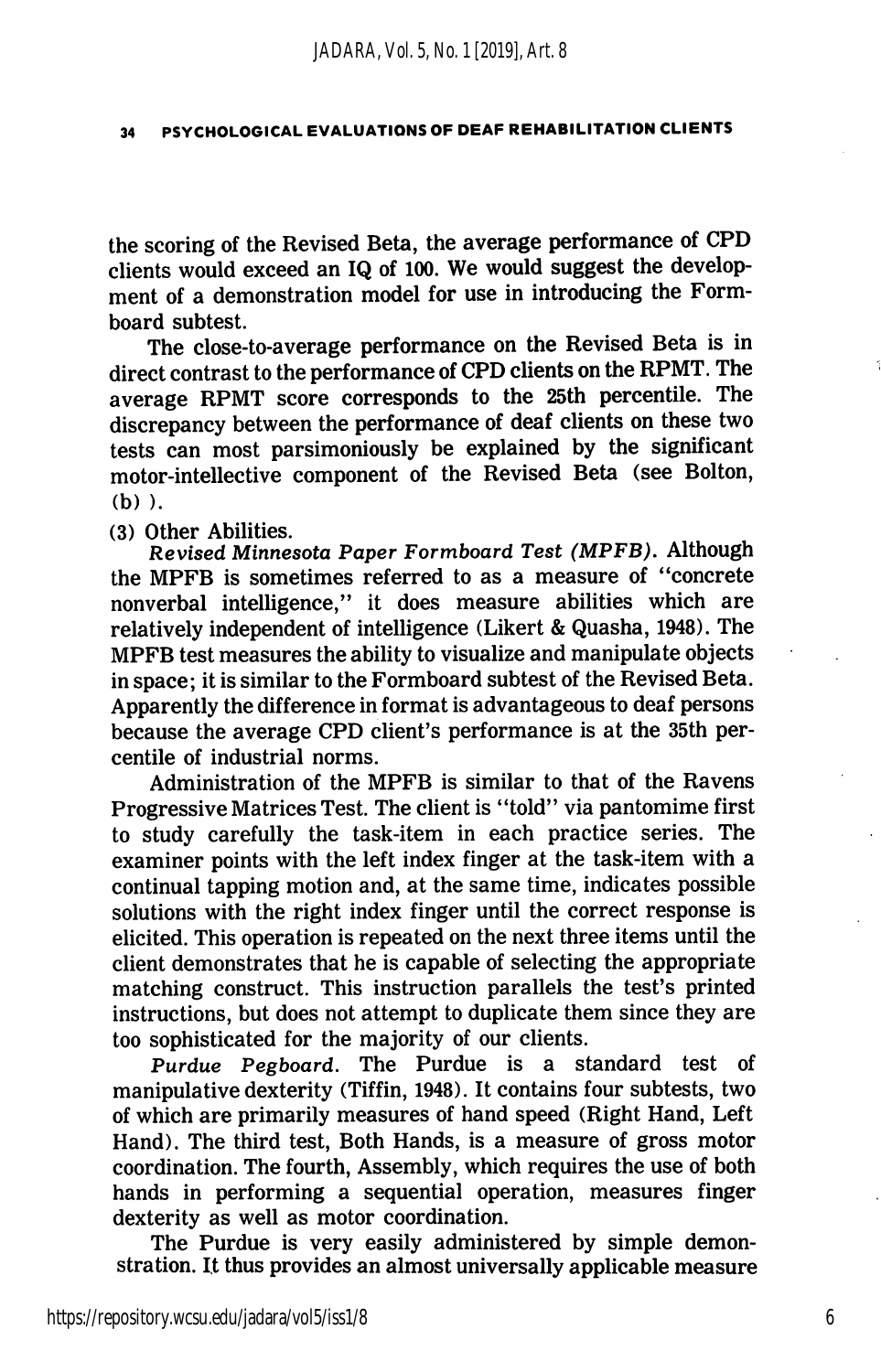the scoring of the Revised Beta, the average performance of CPD clients would exceed an IQ of 100. We would suggest the development of a demonstration model for use in introducing the Formboard subtest.

The close-to-average performance on the Revised Beta is in direct contrast to the performance of CPD clients on the RPMT. The average RPMT score corresponds to the 25th percentile. The discrepancy between the performance of deaf clients on these two tests can most parsimoniously be explained by the significant motor-intellective component of the Revised Beta (see Bolton, (b) ).

(3) Other Abilities.

*Revised Minnesota Paper Formboard Test (MPFB).* Although the MPFB is sometimes referred to as a measure of "concrete nonverbal intelligence," it does measure abilities which are relatively independent of intelligence (Likert & Quasha, 1948). The MPFB test measures the ability to visualize and manipulate objects in space; it is similar to the Formboard subtest of the Revised Beta. Apparently the difference in format is advantageous to deaf persons because the average CPD client's performance is at the 35th percentile of industrial norms.

Administration of the MPFB is similar to that of the Ravens Progressive Matrices Test. The client is "told" via pantomime first to study carefully the task-item in each practice series. The examiner points with the left index finger at the task-item with a continual tapping motion and, at the same time, indicates possible solutions with the right index finger until the correct response is elicited. This operation is repeated on the next three items until the client demonstrates that he is capable of selecting the appropriate matching construct. This instruction parallels the test's printed instructions, but does not attempt to duplicate them since they are too sophisticated for the majority of our clients.

*Purdue Pegboard.* The Purdue is a standard test of manipulative dexterity (Tiffin, 1948). It contains four subtests, two of which are primarily measures of hand speed (Right Hand, Left Hand). The third test, Both Hands, is a measure of gross motor coordination. The fourth, Assembly, which requires the use of both hands in performing a sequential operation, measures finger dexterity as well as motor coordination.

The Purdue is very easily administered by simple demonstration. It thus provides an almost universally applicable measure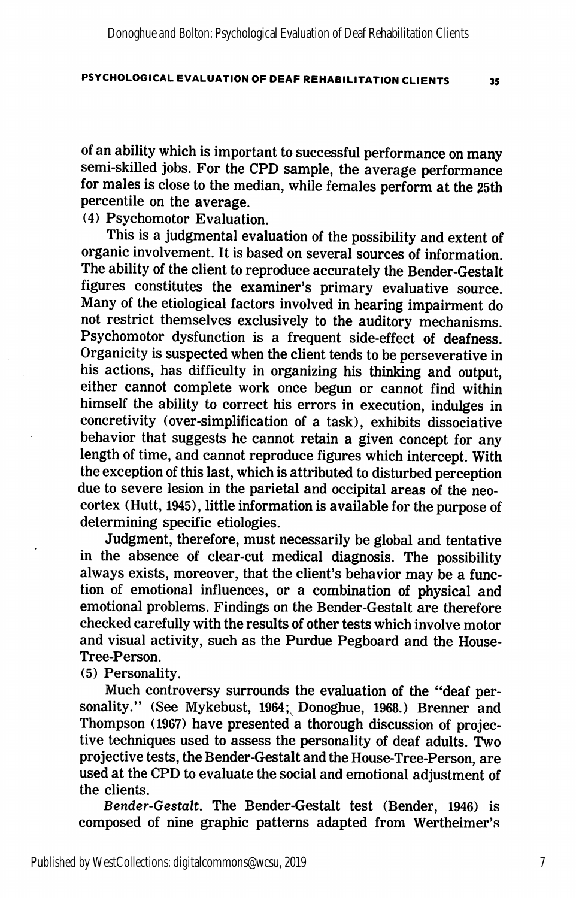of an ability which is important to successful performance on many semi-skilled jobs. For the CPD sample, the average performance for males is close to the median, while females perform at the 25th percentile on the average.

(4) Psychomotor Evaluation.

This is a judgmental evaluation of the possibility and extent of organic involvement. It is based on several sources of information. The ability of the client to reproduce accurately the Bender-Gestalt figures constitutes the examiner's primary evaluative source. Many of the etiological factors involved in hearing impairment do not restrict themselves exclusively to the auditory mechanisms. Psychomotor dysfunction is a frequent side-effect of deafness. Organicity is suspected when the client tends to be perseverative in his actions, has difficulty in organizing his thinking and output, either cannot complete work once begun or cannot find within himself the ability to correct his errors in execution, indulges in concretivity (over-simplification of a task), exhibits dissociative behavior that suggests he cannot retain a given concept for any length of time, and cannot reproduce figures which intercept. With the exception of this last, which is attributed to disturbed perception due to severe lesion in the parietal and occipital areas of the neocortex (Hutt, 1945), little information is available for the purpose of determining specific etiologies.

Judgment, therefore, must necessarily be global and tentative in the absence of clear-cut medical diagnosis. The possibility always exists, moreover, that the client's behavior may be a function of emotional influences, or a combination of physical and emotional problems. Findings on the Bender-Gestalt are therefore checked carefully with the results of other tests which involve motor and visual activity, such as the Purdue Pegboard and the House-Tree-Person.

(5) Personality.

Much controversy surrounds the evaluation of the "deaf personality." (See Mykebust, 1964; Donoghue, 1968.) Brenner and Thompson (1967) have presented a thorough discussion of projective techniques used to assess the personality of deaf adults. Two projective tests, the Bender-Gestalt and the House-Tree-Person, are used at the CPD to evaluate the social and emotional adjustment of the clients.

*Bender-Gestalt.* The Bender-Gestalt test (Bender, 1946) is composed of nine graphic patterns adapted from Wertheimer's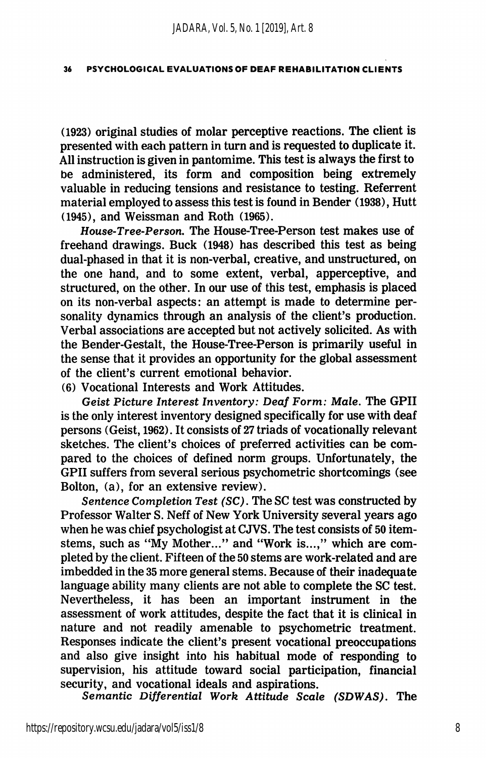(1923) original studies of molar perceptive reactions. The client is presented with each pattern in turn and is requested to duplicate it. All instruction is given in pantomime. This test is always the first to be administered, its form and composition being extremely valuable in reducing tensions and resistance to testing. Referrent material employed to assess this test is found in Bender (1938), Hutt (1945), and Weissman and Roth (1965).

*House-Tree-Person.* The House-Tree-Person test makes use of freehand drawings. Buck (1948) has described this test as being dual-phased in that it is non-verbal, creative, and unstructured, on the one hand, and to some extent, verbal, apperceptive, and structured, on the other. In our use of this test, emphasis is placed on its non-verbal aspects: an attempt is made to determine personality dynamics through an analysis of the client's production. Verbal associations are accepted but not actively solicited. As with the Bender-Gestalt, the House-Tree-Person is primarily useful in the sense that it provides an opportunity for the global assessment of the client's current emotional behavior.

(6) Vocational Interests and Work Attitudes.

*Geist Picture Interest Inventory: Deaf Form: Male.* The GPII is the only interest inventory designed specifically for use with deaf persons (Geist, 1962). It consists of 27 triads of vocationally relevant sketches. The client's choices of preferred activities can be compared to the choices of defined norm groups. Unfortunately, the GPII suffers from several serious psychometric shortcomings (see Bolton, (a), for an extensive review).

*Sentence Completion Test (SC).* The SC test was constructed by Professor Walter S. Neff of New York University several years ago when he was chief psychologist at CJVS. The test consists of 50 item-stems, such as "My Mother..." and "Work is...," which are completed by the client. Fifteen of the 50 stems are work-related and are imbedded in the 35 more general stems. Because of their inadequate language ability many clients are not able to complete the SC test. Nevertheless, it has been an important instrument in the assessment of work attitudes, despite the fact that it is clinical in nature and not readily amenable to psychometric treatment. Responses indicate the client's present vocational preoccupations and also give insight into his habitual mode of responding to supervision, his attitude toward social participation, financial security, and vocational ideals and aspirations.

*Semantic Differential Work Attitude Scale (SDWAS).* The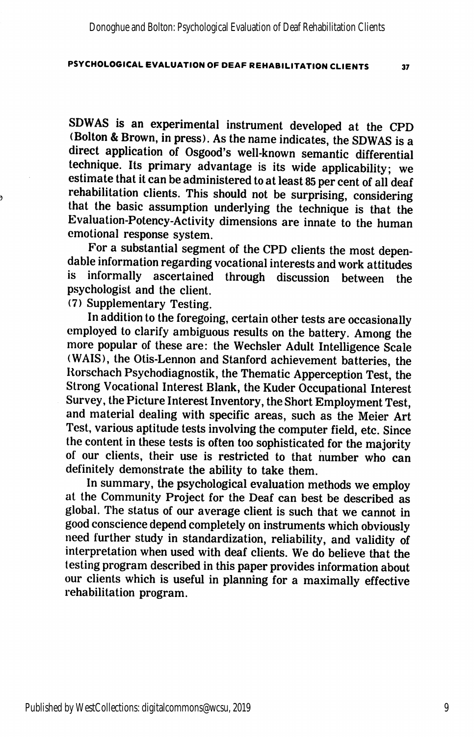SDWAS is an experimental instrument developed at the CPD (Bolton & Brown, in press). As the name indicates, the SDWAS is a direct application of Osgood's well-known semantic differential technique. Its primary advantage is its wide applicability; we estimate that it can be administered to at least 85 per cent of all deaf rehabilitation clients. This should not be surprising, considering that the basic assumption underlying the technique is that the Evaluation-Potency-Activity dimensions are innate to the human emotional response system.

For a substantial segment of the CPD clients the most dependable information regarding vocational interests and work attitudes is informally ascertained through discussion between the psychologist and the client.

(7) Supplementary Testing.

In addition to the foregoing, certain other tests are occasionally employed to clarify ambiguous results on the battery. Among the more popular of these are: the Wechsler Adult Intelligence Scale (WAIS), the Otis-Lennon and Stanford achievement batteries, the Rorschach Psychodiagnostik, the Thematic Apperception Test, the Strong Vocational Interest Blank, the Kuder Occupational Interest Survey, the Picture Interest Inventory, the Short Employment Test, and material dealing with specific areas, such as the Meier Art Test, various aptitude tests involving the computer field, etc. Since the content in these tests is often too sophisticated for the majority of our clients, their use is restricted to that number who can definitely demonstrate the ability to take them.

In summary, the psychological evaluation methods we employ at the Community Project for the Deaf can best be described as global. The status of our average client is such that we cannot in good conscience depend completely on instruments which obviously need further study in standardization, reliability, and validity of interpretation when used with deaf clients. We do believe that the testing program described in this paper provides information about our clients which is useful in planning for a maximally effective rehabilitation program.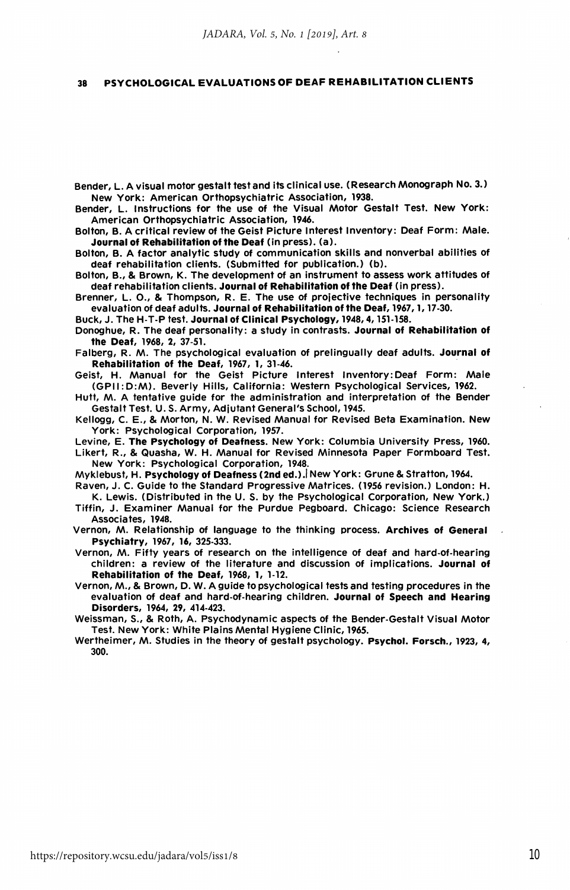Bender, L. A visual motor gestalt test and its clinical use. (Research Monograph No. 3.) New York: American Orthopsychiatric Association, 1938.

Bender, L. Instructions for the use of the Visual Motor Gestalt Test. New York: American Orthopsychiatric Association, 1946.

Bolton, B. A critical review of the Geist Picture Interest Inventory: Deaf Form: Male. **Journal of Rehabilitation of the Deaf** (in press). (a).

Bolton, B. A factor analytic study of communication skills and nonverbal abilities of deaf rehabilitation clients. (Submitted for publication.) (b).

Bolton, B., & Brown, K. The development of an instrument to assess work attitudes of deaf rehabilitation clients. **Journal of Rehabilitation of the Deaf** (in press).

Brenner, L. O., & Thompson, R. E. The use of projective techniques in personality evaluation of deaf adults. **Journal of Rehabilitation of the Deaf, 1967, 1**, 17-30.

Buck, J. The H-T-P test. **Journal of Clinical Psychology, 1948, 4**, 151-158.

Donoghue, R. The deaf personality: a study in contrasts. **Journal of Rehabilitation of the Deaf**, 1968, **2**, 37-51.

Falberg, R. M. The psychological evaluation of prelingually deaf adults. **Journal of Rehabilitation of the Deaf**, 1967, **1**, 31-46.

Geist, H. Manual for the Geist Picture Interest Inventory:Deaf Form: Male (GPII:D:M). Beverly Hills, California: Western Psychological Services, 1962.

Hutt, M. A tentative guide for the administration and interpretation of the Bender Gestalt Test. U. S. Army, Adjutant General's School, 1945.

Kellogg, C. E., & Morton, N. W. Revised Manual for Revised Beta Examination. New York: Psychological Corporation, 1957.

Levine, E. **The Psychology of Deafness**. New York: Columbia University Press, 1960.

Likert, R., & Quasha, W. H. Manual for Revised Minnesota Paper Formboard Test. New York: Psychological Corporation, 1948.

Myklebust, H. **Psychology of Deafness (2nd ed.)**. New York: Grune & Stratton, 1964.

Raven, J. C. Guide to the Standard Progressive Matrices. (1956 revision.) London: H. K. Lewis. (Distributed in the U. S. by the Psychological Corporation, New York.)

Tiffin, J. Examiner Manual for the Purdue Pegboard. Chicago: Science Research Associates, 1948.

Vernon, M. Relationship of language to the thinking process. **Archives of General Psychiatry**, 1967, **16**, 325-333.

Vernon, M. Fifty years of research on the intelligence of deaf and hard-of-hearing children: a review of the literature and discussion of implications. **Journal of Rehabilitation of the Deaf**, 1968, **1**, 1-12.

Vernon, M., & Brown, D. W. A guide to psychological tests and testing procedures in the evaluation of deaf and hard-of-hearing children. **Journal of Speech and Hearing Disorders**, 1964, **29**, 414-423.

Weissman, S., & Roth, A. Psychodynamic aspects of the Bender-Gestalt Visual Motor Test. New York: White Plains Mental Hygiene Clinic, 1965.

Wertheimer, M. Studies in the theory of gestalt psychology. **Psychol. Forsch.**, 1923, **4**, 300.